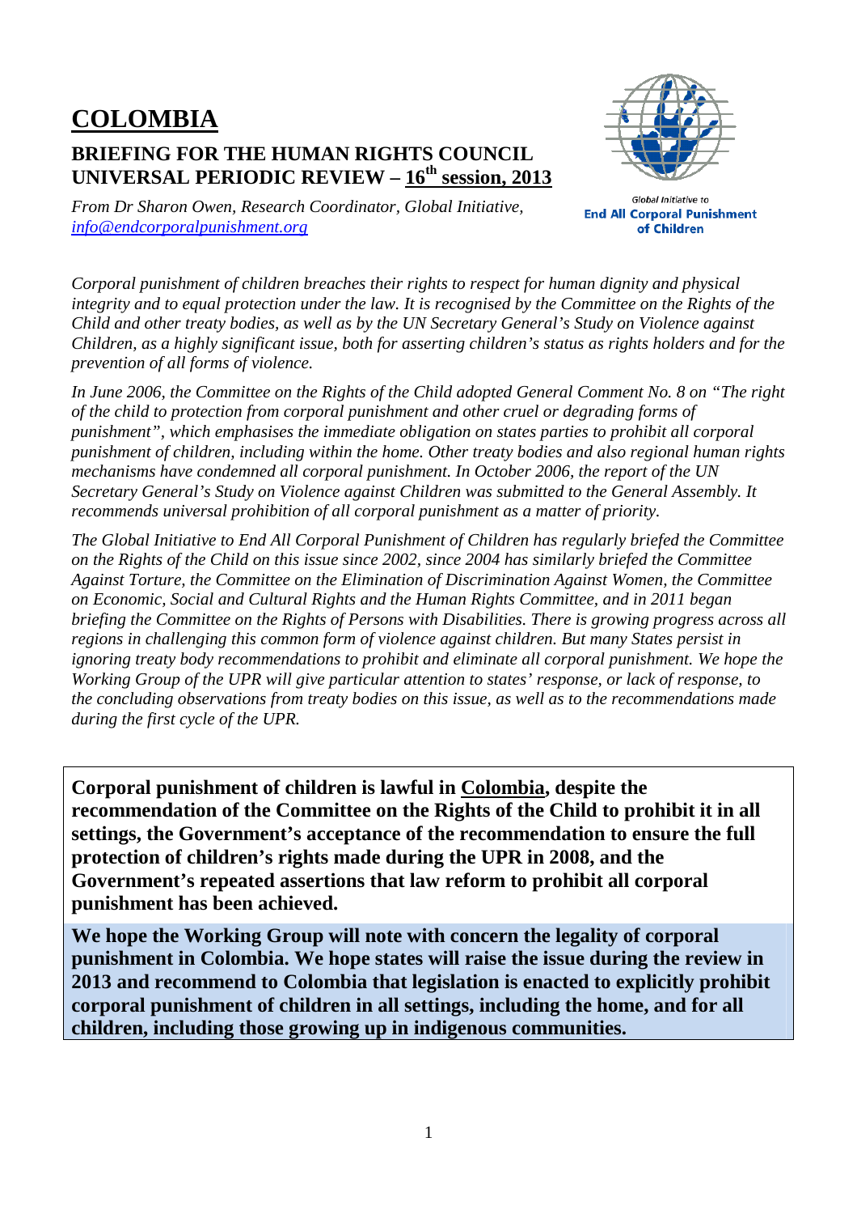# COLOMBIA

## BRIEFING FOR THE HUMAN RIGHTS COUNCIL UNIVERSAL PERIODIC REVIEW – 16th session, 2013

*From Dr Sharon Owen, Research Coordinator, Global Initiative, [info@endcorporalpunishment.org](mailto:info@endcorporalpunishment.org)*

Global Initiative to **End All Corporal Punishment of Children**

*Corporal punishment of children breaches their rights to respect for human dignity and physical integrity and to equal protection under the law. It is recognised by the Committee on the Rights of the Child and other treaty bodies, as well as by the UN Secretary General's Study on Violence against Children, as a highly significant issue, both for asserting children's status as rights holders and for the prevention of all forms of violence.*

*In June 2006, the Committee on the Rights of the Child adopted General Comment No. 8 on "The right of the child to protection from corporal punishment and other cruel or degrading forms of punishment", which emphasises the immediate obligation on states parties to prohibit all corporal punishment of children, including within the home. Other treaty bodies and also regional human rights mechanisms have condemned all corporal punishment. In October 2006, the report of the UN Secretary General's Study on Violence against Children was submitted to the General Assembly. It recommends universal prohibition of all corporal punishment as a matter of priority.*

*The Global Initiative to End All Corporal Punishment of Children has regularly briefed the Committee on the Rights of the Child on this issue since 2002, since 2004 has similarly briefed the Committee Against Torture, the Committee on the Elimination of Discrimination Against Women, the Committee on Economic, Social and Cultural Rights and the Human Rights Committee, and in 2011 began briefing the Committee on the Rights of Persons with Disabilities. There is growing progress across all regions in challenging this common form of violence against children. But many States persist in ignoring treaty body recommendations to prohibit and eliminate all corporal punishment. We hope the Working Group of the UPR will give particular attention to states' response, or lack of response, to the concluding observations from treaty bodies on this issue, as well as to the recommendations made during the first cycle of the UPR.*

**Corporal punishment of children is lawful in Colombia, despite the recommendation of the Committee on the Rights of the Child to prohibit it in all settings, the Government's acceptance of the recommendation to ensure the full protection of children's rights made during the UPR in 2008, and the Government's repeated assertions that law reform to prohibit all corporal punishment has been achieved.**

**We hope the Working Group will note with concern the legality of corporal punishment in Colombia. We hope states will raise the issue during the review in 2013 and recommend to Colombia that legislation is enacted to explicitly prohibit corporal punishment of children in all settings, including the home, and for all children, including those growing up in indigenous communities.**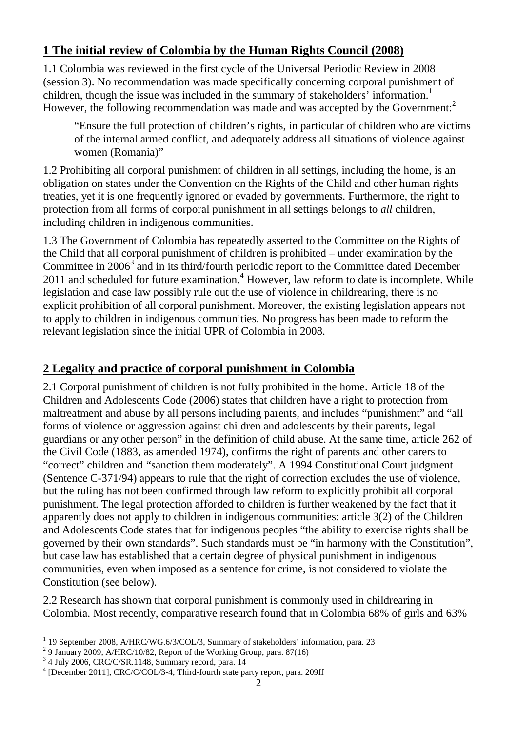## 1 The initial review of Colombia by the Human Rights Council (2008)

1.1 Colombia was reviewed in the first cycle of the Universal Periodic Review in 2008 (session 3). No recommendation was made specifically concerning corporal punishment of children, though the issue was included in the summary of stakeholders' information.[1] However, the following recommendation was made and was accepted by the Government:[2]

> "Ensure the full protection of children's rights, in particular of children who are victims of the internal armed conflict, and adequately address all situations of violence against women (Romania)"

1.2 Prohibiting all corporal punishment of children in all settings, including the home, is an obligation on states under the Convention on the Rights of the Child and other human rights treaties, yet it is one frequently ignored or evaded by governments. Furthermore, the right to protection from all forms of corporal punishment in all settings belongs to *all* children, including children in indigenous communities.

1.3 The Government of Colombia has repeatedly asserted to the Committee on the Rights of the Child that all corporal punishment of children is prohibited – under examination by the Committee in 2006[3] and in its third/fourth periodic report to the Committee dated December 2011 and scheduled for future examination.[4] However, law reform to date is incomplete. While legislation and case law possibly rule out the use of violence in childrearing, there is no explicit prohibition of all corporal punishment. Moreover, the existing legislation appears not to apply to children in indigenous communities. No progress has been made to reform the relevant legislation since the initial UPR of Colombia in 2008.

## 2 Legality and practice of corporal punishment in Colombia

2.1 Corporal punishment of children is not fully prohibited in the home. Article 18 of the Children and Adolescents Code (2006) states that children have a right to protection from maltreatment and abuse by all persons including parents, and includes "punishment" and "all forms of violence or aggression against children and adolescents by their parents, legal guardians or any other person" in the definition of child abuse. At the same time, article 262 of the Civil Code (1883, as amended 1974), confirms the right of parents and other carers to "correct" children and "sanction them moderately". A 1994 Constitutional Court judgment (Sentence C-371/94) appears to rule that the right of correction excludes the use of violence, but the ruling has not been confirmed through law reform to explicitly prohibit all corporal punishment. The legal protection afforded to children is further weakened by the fact that it apparently does not apply to children in indigenous communities: article 3(2) of the Children and Adolescents Code states that for indigenous peoples "the ability to exercise rights shall be governed by their own standards". Such standards must be "in harmony with the Constitution", but case law has established that a certain degree of physical punishment in indigenous communities, even when imposed as a sentence for crime, is not considered to violate the Constitution (see below).

2.2 Research has shown that corporal punishment is commonly used in childrearing in Colombia. Most recently, comparative research found that in Colombia 68% of girls and 63%

---

[1] 19 September 2008, A/HRC/WG.6/3/COL/3, Summary of stakeholders' information, para. 23

[2] 9 January 2009, A/HRC/10/82, Report of the Working Group, para. 87(16)

[3] 4 July 2006, CRC/C/SR.1148, Summary record, para. 14

[4] [December 2011], CRC/C/COL/3-4, Third-fourth state party report, para. 209ff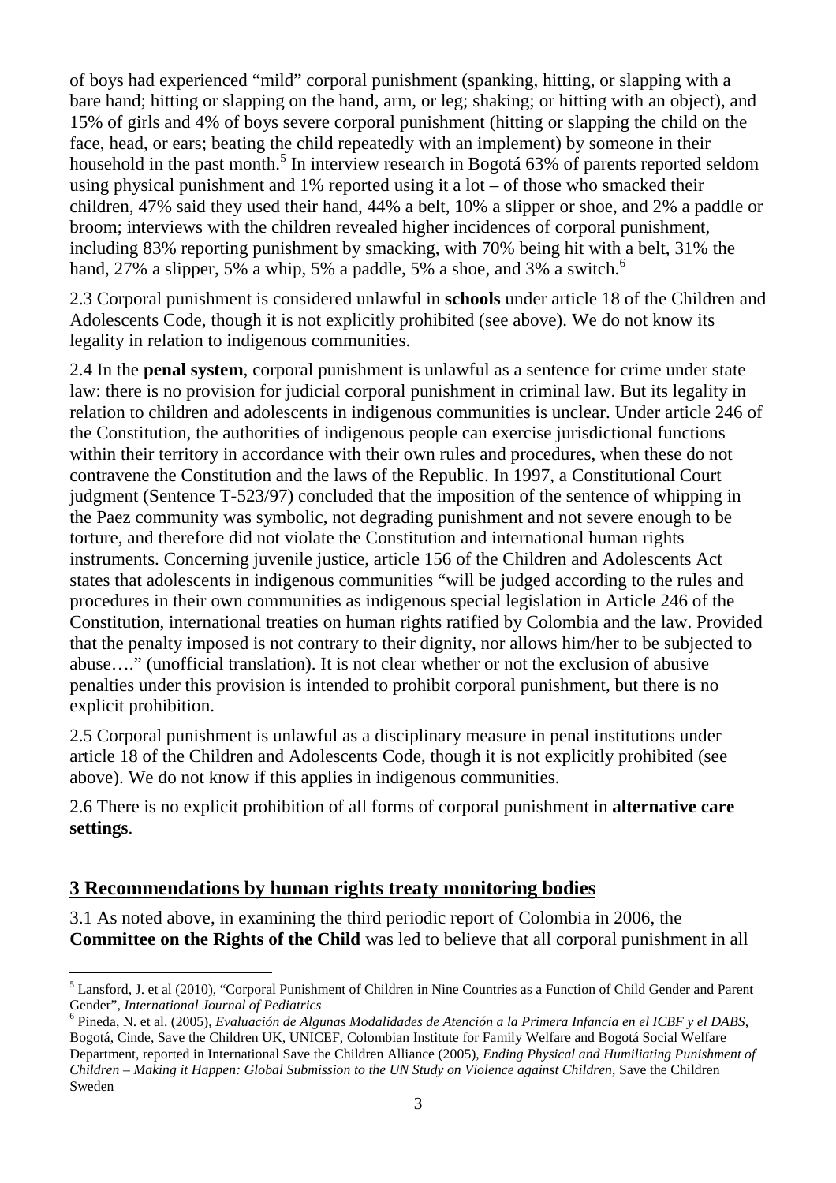of boys had experienced "mild" corporal punishment (spanking, hitting, or slapping with a bare hand; hitting or slapping on the hand, arm, or leg; shaking; or hitting with an object), and 15% of girls and 4% of boys severe corporal punishment (hitting or slapping the child on the face, head, or ears; beating the child repeatedly with an implement) by someone in their household in the past month.[5] In interview research in Bogotá 63% of parents reported seldom using physical punishment and 1% reported using it a lot – of those who smacked their children, 47% said they used their hand, 44% a belt, 10% a slipper or shoe, and 2% a paddle or broom; interviews with the children revealed higher incidences of corporal punishment, including 83% reporting punishment by smacking, with 70% being hit with a belt, 31% the hand, 27% a slipper, 5% a whip, 5% a paddle, 5% a shoe, and 3% a switch.[6]

2.3 Corporal punishment is considered unlawful in **schools** under article 18 of the Children and Adolescents Code, though it is not explicitly prohibited (see above). We do not know its legality in relation to indigenous communities.

2.4 In the **penal system**, corporal punishment is unlawful as a sentence for crime under state law: there is no provision for judicial corporal punishment in criminal law. But its legality in relation to children and adolescents in indigenous communities is unclear. Under article 246 of the Constitution, the authorities of indigenous people can exercise jurisdictional functions within their territory in accordance with their own rules and procedures, when these do not contravene the Constitution and the laws of the Republic. In 1997, a Constitutional Court judgment (Sentence T-523/97) concluded that the imposition of the sentence of whipping in the Paez community was symbolic, not degrading punishment and not severe enough to be torture, and therefore did not violate the Constitution and international human rights instruments. Concerning juvenile justice, article 156 of the Children and Adolescents Act states that adolescents in indigenous communities "will be judged according to the rules and procedures in their own communities as indigenous special legislation in Article 246 of the Constitution, international treaties on human rights ratified by Colombia and the law. Provided that the penalty imposed is not contrary to their dignity, nor allows him/her to be subjected to abuse…." (unofficial translation). It is not clear whether or not the exclusion of abusive penalties under this provision is intended to prohibit corporal punishment, but there is no explicit prohibition.

2.5 Corporal punishment is unlawful as a disciplinary measure in penal institutions under article 18 of the Children and Adolescents Code, though it is not explicitly prohibited (see above). We do not know if this applies in indigenous communities.

2.6 There is no explicit prohibition of all forms of corporal punishment in **alternative care settings**.

## 3 Recommendations by human rights treaty monitoring bodies

3.1 As noted above, in examining the third periodic report of Colombia in 2006, the **Committee on the Rights of the Child** was led to believe that all corporal punishment in all

---

[5] Lansford, J. et al (2010), "Corporal Punishment of Children in Nine Countries as a Function of Child Gender and Parent Gender", *International Journal of Pediatrics*

[6] Pineda, N. et al. (2005), *Evaluación de Algunas Modalidades de Atención a la Primera Infancia en el ICBF y el DABS*, Bogotá, Cinde, Save the Children UK, UNICEF, Colombian Institute for Family Welfare and Bogotá Social Welfare Department, reported in International Save the Children Alliance (2005), *Ending Physical and Humiliating Punishment of Children – Making it Happen: Global Submission to the UN Study on Violence against Children*, Save the Children Sweden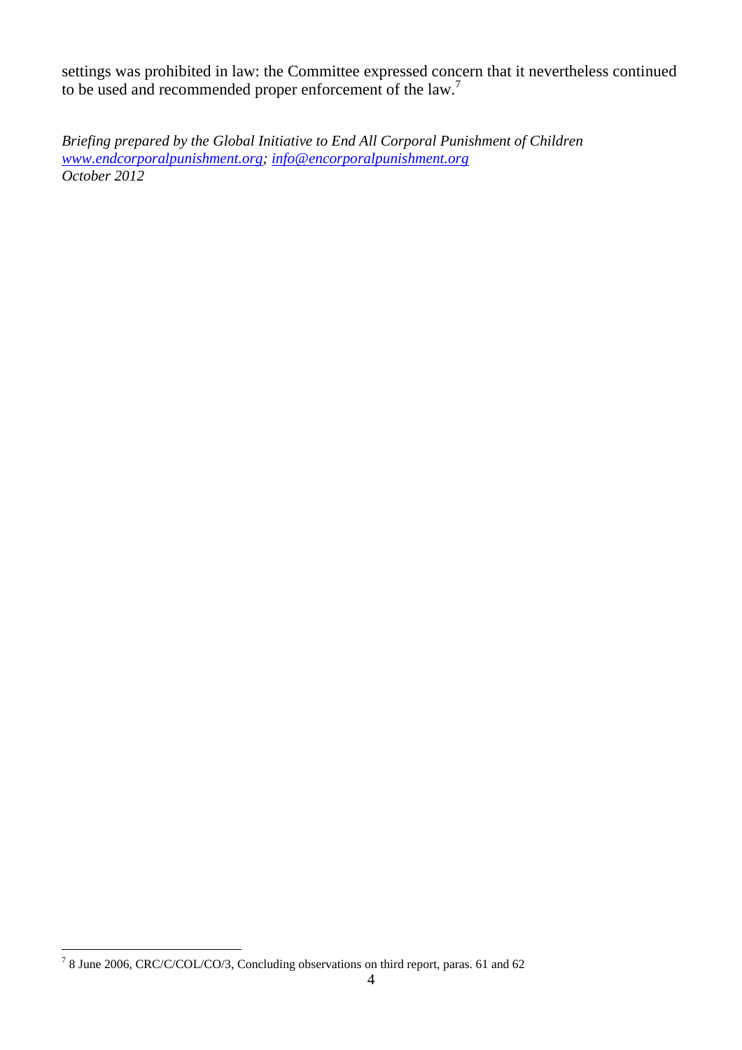settings was prohibited in law: the Committee expressed concern that it nevertheless continued to be used and recommended proper enforcement of the law.[7]

*Briefing prepared by the Global Initiative to End All Corporal Punishment of Children*
*[www.endcorporalpunishment.org](www.endcorporalpunishment.org); [info@encorporalpunishment.org](mailto:info@encorporalpunishment.org)*
*October 2012*

---

[7] 8 June 2006, CRC/C/COL/CO/3, Concluding observations on third report, paras. 61 and 62